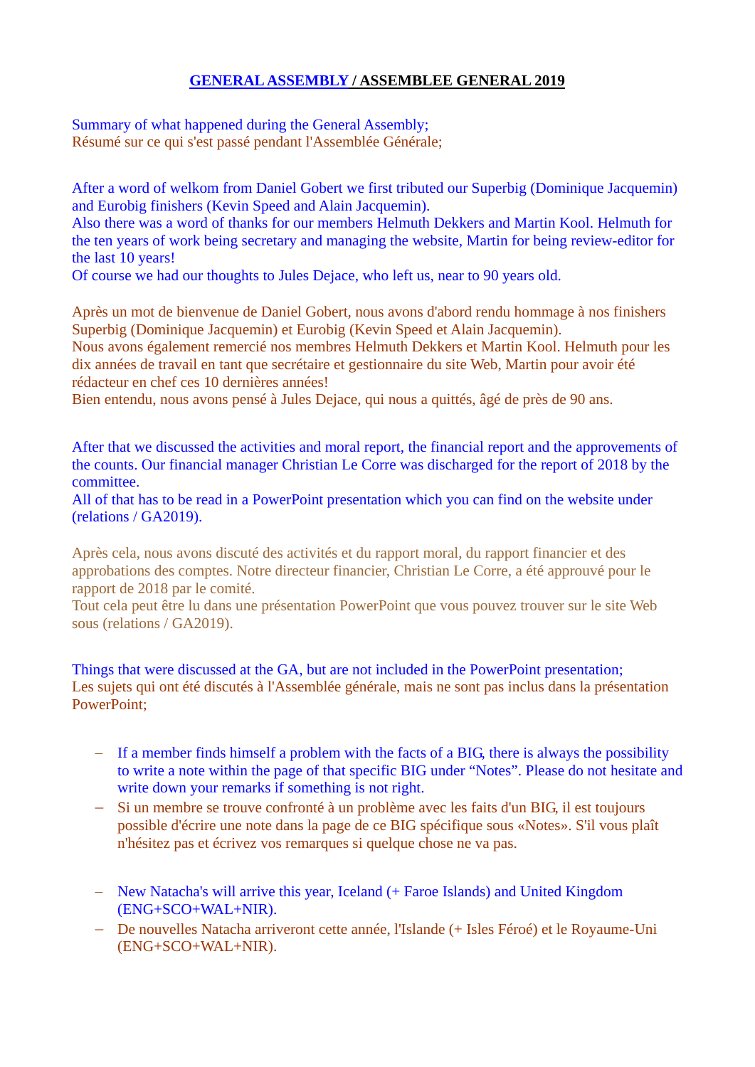# GENERAL ASSEMBLY / ASSEMBLEE GENERAL 2019

Summary of what happened during the General Assembly;
Résumé sur ce qui s'est passé pendant l'Assemblée Générale;

After a word of welkom from Daniel Gobert we first tributed our Superbig (Dominique Jacquemin) and Eurobig finishers (Kevin Speed and Alain Jacquemin).
Also there was a word of thanks for our members Helmuth Dekkers and Martin Kool. Helmuth for the ten years of work being secretary and managing the website, Martin for being review-editor for the last 10 years!
Of course we had our thoughts to Jules Dejace, who left us, near to 90 years old.

Après un mot de bienvenue de Daniel Gobert, nous avons d'abord rendu hommage à nos finishers Superbig (Dominique Jacquemin) et Eurobig (Kevin Speed et Alain Jacquemin).
Nous avons également remercié nos membres Helmuth Dekkers et Martin Kool. Helmuth pour les dix années de travail en tant que secrétaire et gestionnaire du site Web, Martin pour avoir été rédacteur en chef ces 10 dernières années!
Bien entendu, nous avons pensé à Jules Dejace, qui nous a quittés, âgé de près de 90 ans.

After that we discussed the activities and moral report, the financial report and the approvements of the counts. Our financial manager Christian Le Corre was discharged for the report of 2018 by the committee.
All of that has to be read in a PowerPoint presentation which you can find on the website under (relations / GA2019).

Après cela, nous avons discuté des activités et du rapport moral, du rapport financier et des approbations des comptes. Notre directeur financier, Christian Le Corre, a été approuvé pour le rapport de 2018 par le comité.
Tout cela peut être lu dans une présentation PowerPoint que vous pouvez trouver sur le site Web sous (relations / GA2019).

Things that were discussed at the GA, but are not included in the PowerPoint presentation;
Les sujets qui ont été discutés à l'Assemblée générale, mais ne sont pas inclus dans la présentation PowerPoint;

- If a member finds himself a problem with the facts of a BIG, there is always the possibility to write a note within the page of that specific BIG under "Notes". Please do not hesitate and write down your remarks if something is not right.
- Si un membre se trouve confronté à un problème avec les faits d'un BIG, il est toujours possible d'écrire une note dans la page de ce BIG spécifique sous «Notes». S'il vous plaît n'hésitez pas et écrivez vos remarques si quelque chose ne va pas.

- New Natacha's will arrive this year, Iceland (+ Faroe Islands) and United Kingdom (ENG+SCO+WAL+NIR).
- De nouvelles Natacha arriveront cette année, l'Islande (+ Isles Féroé) et le Royaume-Uni (ENG+SCO+WAL+NIR).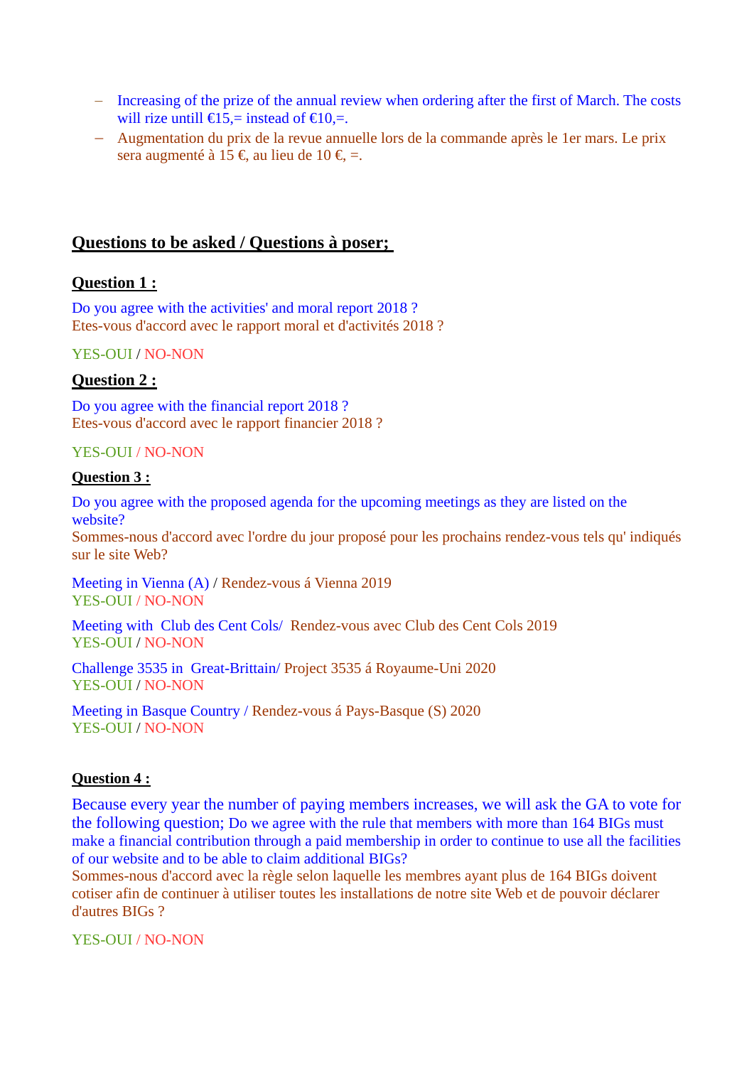- Increasing of the prize of the annual review when ordering after the first of March. The costs will rize untill €15,= instead of €10,=.
- Augmentation du prix de la revue annuelle lors de la commande après le 1er mars. Le prix sera augmenté à 15 €, au lieu de 10 €, =.

## Questions to be asked / Questions à poser;

### Question 1 :

Do you agree with the activities' and moral report 2018 ?
Etes-vous d'accord avec le rapport moral et d'activités 2018 ?

YES-OUI / NO-NON

### Question 2 :

Do you agree with the financial report 2018 ?
Etes-vous d'accord avec le rapport financier 2018 ?

YES-OUI / NO-NON

### Question 3 :

Do you agree with the proposed agenda for the upcoming meetings as they are listed on the website?
Sommes-nous d'accord avec l'ordre du jour proposé pour les prochains rendez-vous tels qu' indiqués sur le site Web?

Meeting in Vienna (A) / Rendez-vous á Vienna 2019
YES-OUI / NO-NON

Meeting with Club des Cent Cols/ Rendez-vous avec Club des Cent Cols 2019
YES-OUI / NO-NON

Challenge 3535 in Great-Brittain/ Project 3535 á Royaume-Uni 2020
YES-OUI / NO-NON

Meeting in Basque Country / Rendez-vous á Pays-Basque (S) 2020
YES-OUI / NO-NON

### Question 4 :

Because every year the number of paying members increases, we will ask the GA to vote for the following question; Do we agree with the rule that members with more than 164 BIGs must make a financial contribution through a paid membership in order to continue to use all the facilities of our website and to be able to claim additional BIGs?
Sommes-nous d'accord avec la règle selon laquelle les membres ayant plus de 164 BIGs doivent cotiser afin de continuer à utiliser toutes les installations de notre site Web et de pouvoir déclarer d'autres BIGs ?

YES-OUI / NO-NON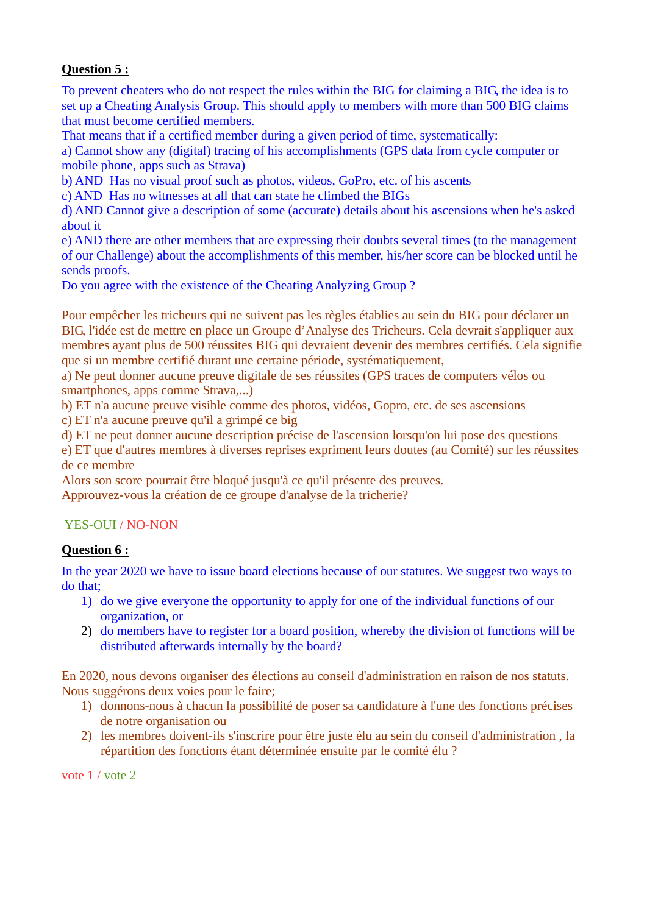**Question 5 :**

To prevent cheaters who do not respect the rules within the BIG for claiming a BIG, the idea is to set up a Cheating Analysis Group. This should apply to members with more than 500 BIG claims that must become certified members.
That means that if a certified member during a given period of time, systematically:
a) Cannot show any (digital) tracing of his accomplishments (GPS data from cycle computer or mobile phone, apps such as Strava)
b) AND Has no visual proof such as photos, videos, GoPro, etc. of his ascents
c) AND Has no witnesses at all that can state he climbed the BIGs
d) AND Cannot give a description of some (accurate) details about his ascensions when he's asked about it
e) AND there are other members that are expressing their doubts several times (to the management of our Challenge) about the accomplishments of this member, his/her score can be blocked until he sends proofs.
Do you agree with the existence of the Cheating Analyzing Group ?

Pour empêcher les tricheurs qui ne suivent pas les règles établies au sein du BIG pour déclarer un BIG, l'idée est de mettre en place un Groupe d'Analyse des Tricheurs. Cela devrait s'appliquer aux membres ayant plus de 500 réussites BIG qui devraient devenir des membres certifiés. Cela signifie que si un membre certifié durant une certaine période, systématiquement,
a) Ne peut donner aucune preuve digitale de ses réussites (GPS traces de computers vélos ou smartphones, apps comme Strava,...)
b) ET n'a aucune preuve visible comme des photos, vidéos, Gopro, etc. de ses ascensions
c) ET n'a aucune preuve qu'il a grimpé ce big
d) ET ne peut donner aucune description précise de l'ascension lorsqu'on lui pose des questions
e) ET que d'autres membres à diverses reprises expriment leurs doutes (au Comité) sur les réussites de ce membre
Alors son score pourrait être bloqué jusqu'à ce qu'il présente des preuves.
Approuvez-vous la création de ce groupe d'analyse de la tricherie?

YES-OUI / NO-NON

**Question 6 :**

In the year 2020 we have to issue board elections because of our statutes. We suggest two ways to do that;

1) do we give everyone the opportunity to apply for one of the individual functions of our organization, or
2) do members have to register for a board position, whereby the division of functions will be distributed afterwards internally by the board?

En 2020, nous devons organiser des élections au conseil d'administration en raison de nos statuts. Nous suggérons deux voies pour le faire;

1) donnons-nous à chacun la possibilité de poser sa candidature à l'une des fonctions précises de notre organisation ou
2) les membres doivent-ils s'inscrire pour être juste élu au sein du conseil d'administration , la répartition des fonctions étant déterminée ensuite par le comité élu ?

vote 1 / vote 2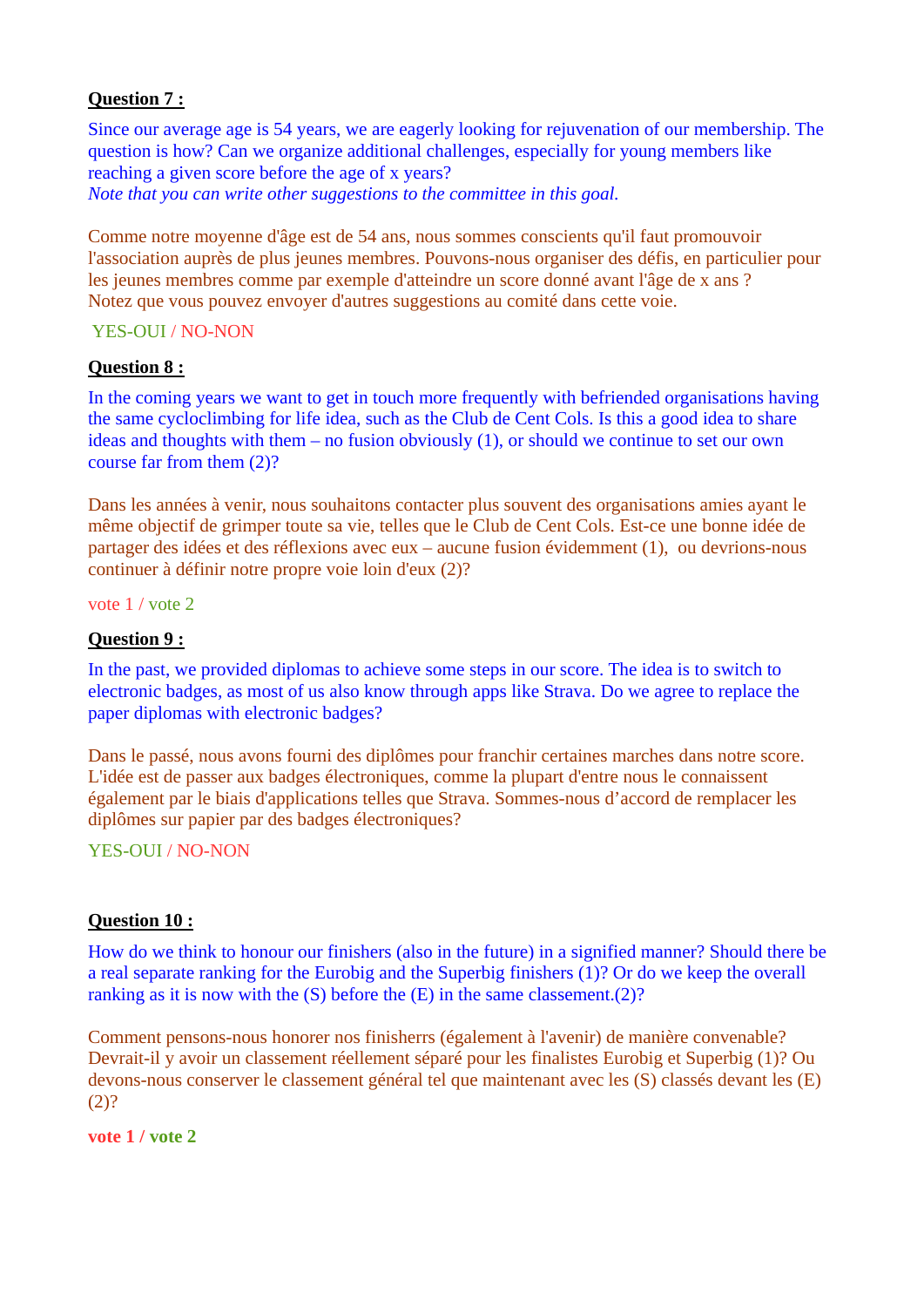**Question 7 :**

Since our average age is 54 years, we are eagerly looking for rejuvenation of our membership. The question is how? Can we organize additional challenges, especially for young members like reaching a given score before the age of x years?
*Note that you can write other suggestions to the committee in this goal.*

Comme notre moyenne d'âge est de 54 ans, nous sommes conscients qu'il faut promouvoir l'association auprès de plus jeunes membres. Pouvons-nous organiser des défis, en particulier pour les jeunes membres comme par exemple d'atteindre un score donné avant l'âge de x ans ?
Notez que vous pouvez envoyer d'autres suggestions au comité dans cette voie.

YES-OUI / NO-NON

**Question 8 :**

In the coming years we want to get in touch more frequently with befriended organisations having the same cycloclimbing for life idea, such as the Club de Cent Cols. Is this a good idea to share ideas and thoughts with them – no fusion obviously (1), or should we continue to set our own course far from them (2)?

Dans les années à venir, nous souhaitons contacter plus souvent des organisations amies ayant le même objectif de grimper toute sa vie, telles que le Club de Cent Cols. Est-ce une bonne idée de partager des idées et des réflexions avec eux – aucune fusion évidemment (1), ou devrions-nous continuer à définir notre propre voie loin d'eux (2)?

vote 1 / vote 2

**Question 9 :**

In the past, we provided diplomas to achieve some steps in our score. The idea is to switch to electronic badges, as most of us also know through apps like Strava. Do we agree to replace the paper diplomas with electronic badges?

Dans le passé, nous avons fourni des diplômes pour franchir certaines marches dans notre score. L'idée est de passer aux badges électroniques, comme la plupart d'entre nous le connaissent également par le biais d'applications telles que Strava. Sommes-nous d'accord de remplacer les diplômes sur papier par des badges électroniques?

YES-OUI / NO-NON

**Question 10 :**

How do we think to honour our finishers (also in the future) in a signified manner? Should there be a real separate ranking for the Eurobig and the Superbig finishers (1)? Or do we keep the overall ranking as it is now with the (S) before the (E) in the same classement.(2)?

Comment pensons-nous honorer nos finisherrs (également à l'avenir) de manière convenable? Devrait-il y avoir un classement réellement séparé pour les finalistes Eurobig et Superbig (1)? Ou devons-nous conserver le classement général tel que maintenant avec les (S) classés devant les (E) (2)?

**vote 1 / vote 2**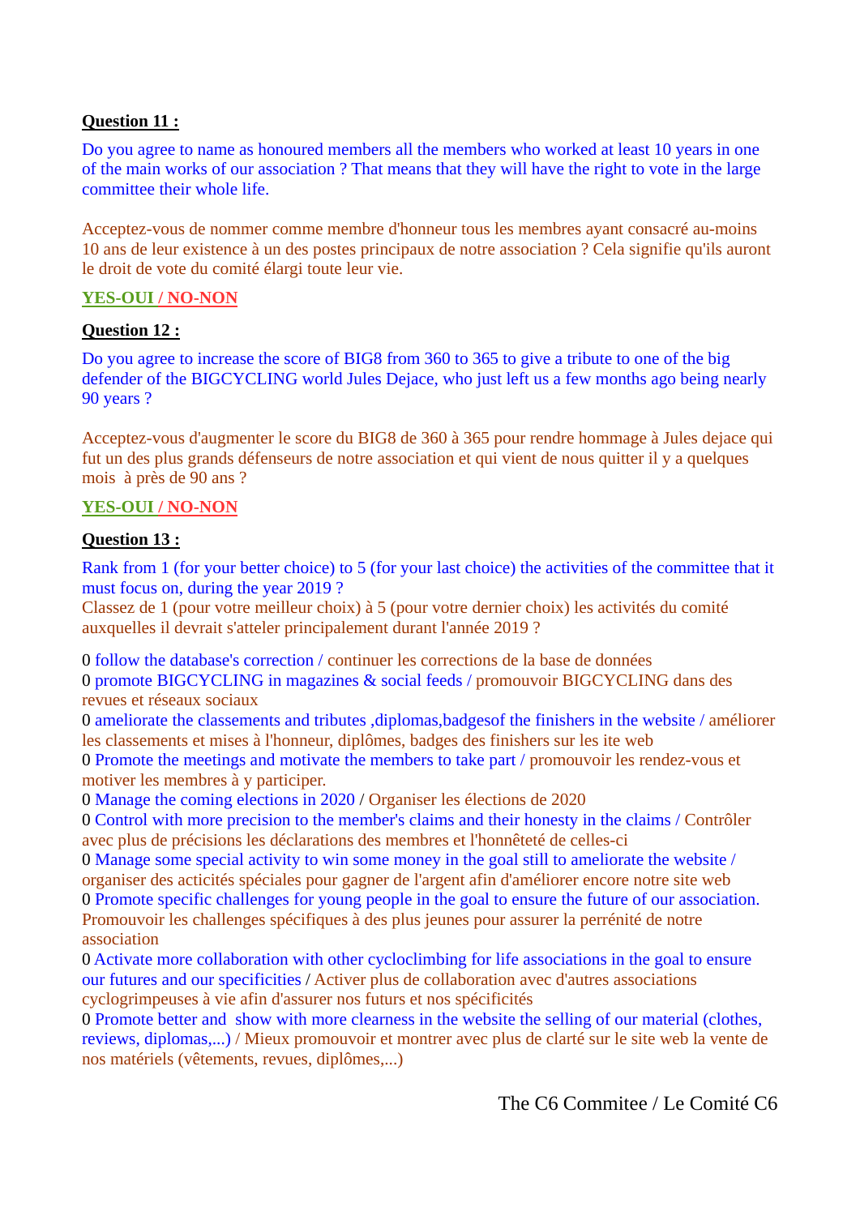**Question 11 :**

Do you agree to name as honoured members all the members who worked at least 10 years in one of the main works of our association ? That means that they will have the right to vote in the large committee their whole life.

Acceptez-vous de nommer comme membre d'honneur tous les membres ayant consacré au-moins 10 ans de leur existence à un des postes principaux de notre association ? Cela signifie qu'ils auront le droit de vote du comité élargi toute leur vie.

YES-OUI / NO-NON

**Question 12 :**

Do you agree to increase the score of BIG8 from 360 to 365 to give a tribute to one of the big defender of the BIGCYCLING world Jules Dejace, who just left us a few months ago being nearly 90 years ?

Acceptez-vous d'augmenter le score du BIG8 de 360 à 365 pour rendre hommage à Jules dejace qui fut un des plus grands défenseurs de notre association et qui vient de nous quitter il y a quelques mois à près de 90 ans ?

YES-OUI / NO-NON

**Question 13 :**

Rank from 1 (for your better choice) to 5 (for your last choice) the activities of the committee that it must focus on, during the year 2019 ?
Classez de 1 (pour votre meilleur choix) à 5 (pour votre dernier choix) les activités du comité auxquelles il devrait s'atteler principalement durant l'année 2019 ?

0 follow the database's correction / continuer les corrections de la base de données
0 promote BIGCYCLING in magazines & social feeds / promouvoir BIGCYCLING dans des revues et réseaux sociaux
0 ameliorate the classements and tributes ,diplomas,badgesof the finishers in the website / améliorer les classements et mises à l'honneur, diplômes, badges des finishers sur les ite web
0 Promote the meetings and motivate the members to take part / promouvoir les rendez-vous et motiver les membres à y participer.
0 Manage the coming elections in 2020 / Organiser les élections de 2020
0 Control with more precision to the member's claims and their honesty in the claims / Contrôler avec plus de précisions les déclarations des membres et l'honnêteté de celles-ci
0 Manage some special activity to win some money in the goal still to ameliorate the website / organiser des acticités spéciales pour gagner de l'argent afin d'améliorer encore notre site web
0 Promote specific challenges for young people in the goal to ensure the future of our association. Promouvoir les challenges spécifiques à des plus jeunes pour assurer la perrénité de notre association
0 Activate more collaboration with other cycloclimbing for life associations in the goal to ensure our futures and our specificities / Activer plus de collaboration avec d'autres associations cyclogrimpeuses à vie afin d'assurer nos futurs et nos spécificités
0 Promote better and show with more clearness in the website the selling of our material (clothes, reviews, diplomas,...) / Mieux promouvoir et montrer avec plus de clarté sur le site web la vente de nos matériels (vêtements, revues, diplômes,...)

The C6 Commitee / Le Comité C6